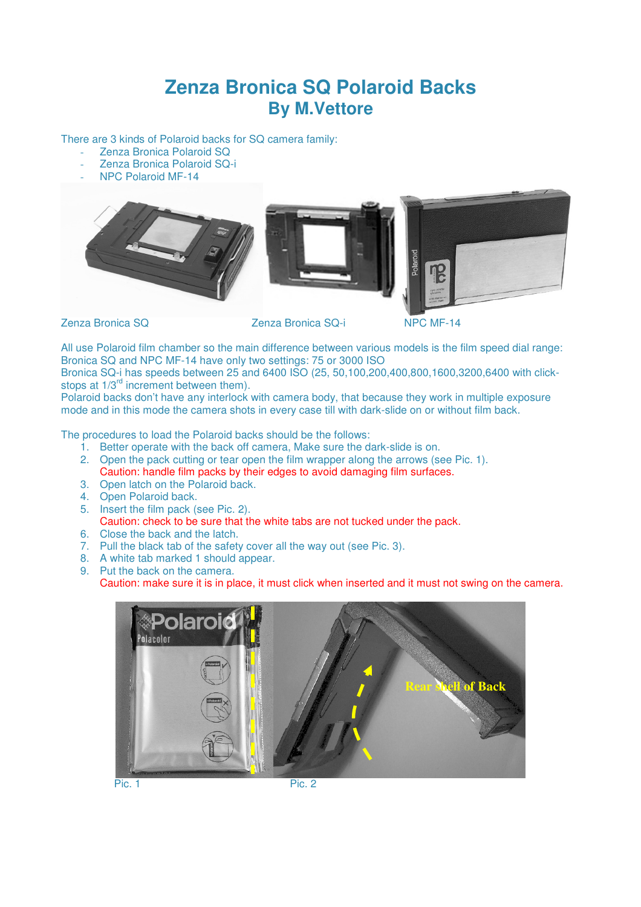# Zenza Bronica SQ Polaroid Backs

## By M.Vettore

There are 3 kinds of Polaroid backs for SQ camera family:

- Zenza Bronica Polaroid SQ
- Zenza Bronica Polaroid SQ-i
- NPC Polaroid MF-14

Zenza Bronica SQ          Zenza Bronica SQ-i          NPC MF-14

All use Polaroid film chamber so the main difference between various models is the film speed dial range:
Bronica SQ and NPC MF-14 have only two settings: 75 or 3000 ISO
Bronica SQ-i has speeds between 25 and 6400 ISO (25, 50,100,200,400,800,1600,3200,6400 with click-stops at 1/3rd increment between them).
Polaroid backs don't have any interlock with camera body, that because they work in multiple exposure mode and in this mode the camera shots in every case till with dark-slide on or without film back.

The procedures to load the Polaroid backs should be the follows:

1. Better operate with the back off camera, Make sure the dark-slide is on.
2. Open the pack cutting or tear open the film wrapper along the arrows (see Pic. 1).
   Caution: handle film packs by their edges to avoid damaging film surfaces.
3. Open latch on the Polaroid back.
4. Open Polaroid back.
5. Insert the film pack (see Pic. 2).
   Caution: check to be sure that the white tabs are not tucked under the pack.
6. Close the back and the latch.
7. Pull the black tab of the safety cover all the way out (see Pic. 3).
8. A white tab marked 1 should appear.
9. Put the back on the camera.
   Caution: make sure it is in place, it must click when inserted and it must not swing on the camera.

Pic. 1          Pic. 2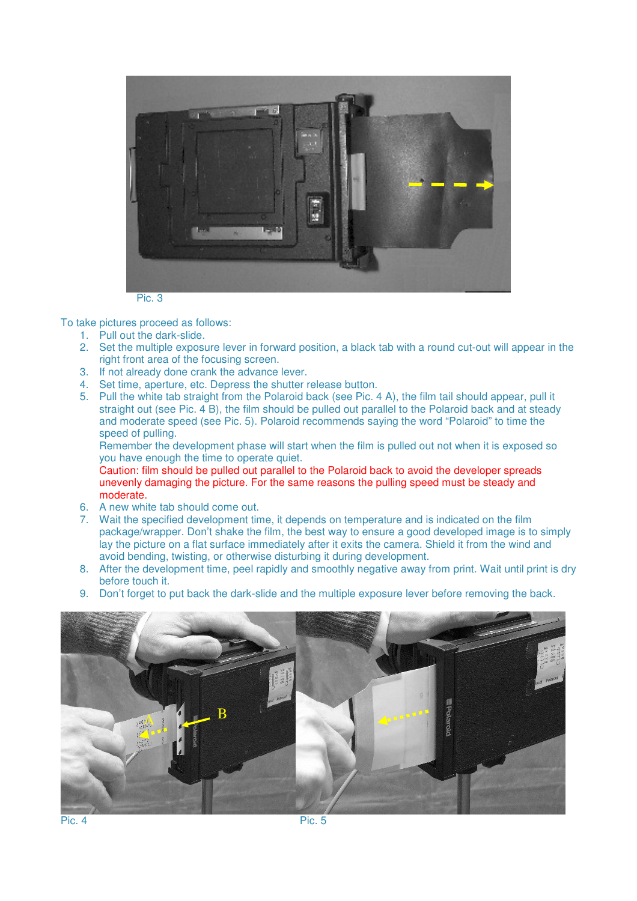Pic. 3

To take pictures proceed as follows:

1. Pull out the dark-slide.
2. Set the multiple exposure lever in forward position, a black tab with a round cut-out will appear in the right front area of the focusing screen.
3. If not already done crank the advance lever.
4. Set time, aperture, etc. Depress the shutter release button.
5. Pull the white tab straight from the Polaroid back (see Pic. 4 A), the film tail should appear, pull it straight out (see Pic. 4 B), the film should be pulled out parallel to the Polaroid back and at steady and moderate speed (see Pic. 5). Polaroid recommends saying the word “Polaroid” to time the speed of pulling.
   Remember the development phase will start when the film is pulled out not when it is exposed so you have enough the time to operate quiet.
   Caution: film should be pulled out parallel to the Polaroid back to avoid the developer spreads unevenly damaging the picture. For the same reasons the pulling speed must be steady and moderate.
6. A new white tab should come out.
7. Wait the specified development time, it depends on temperature and is indicated on the film package/wrapper. Don’t shake the film, the best way to ensure a good developed image is to simply lay the picture on a flat surface immediately after it exits the camera. Shield it from the wind and avoid bending, twisting, or otherwise disturbing it during development.
8. After the development time, peel rapidly and smoothly negative away from print. Wait until print is dry before touch it.
9. Don’t forget to put back the dark-slide and the multiple exposure lever before removing the back.

Pic. 4

Pic. 5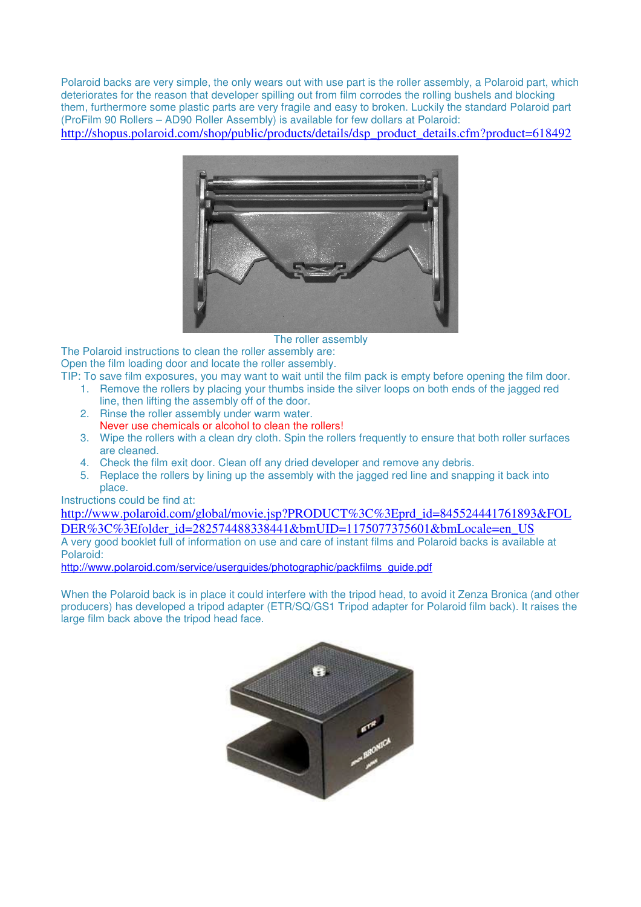Polaroid backs are very simple, the only wears out with use part is the roller assembly, a Polaroid part, which deteriorates for the reason that developer spilling out from film corrodes the rolling bushels and blocking them, furthermore some plastic parts are very fragile and easy to broken. Luckily the standard Polaroid part (ProFilm 90 Rollers – AD90 Roller Assembly) is available for few dollars at Polaroid:
http://shopus.polaroid.com/shop/public/products/details/dsp_product_details.cfm?product=618492

The roller assembly

The Polaroid instructions to clean the roller assembly are:
Open the film loading door and locate the roller assembly.
TIP: To save film exposures, you may want to wait until the film pack is empty before opening the film door.

1. Remove the rollers by placing your thumbs inside the silver loops on both ends of the jagged red line, then lifting the assembly off of the door.
2. Rinse the roller assembly under warm water.
   Never use chemicals or alcohol to clean the rollers!
3. Wipe the rollers with a clean dry cloth. Spin the rollers frequently to ensure that both roller surfaces are cleaned.
4. Check the film exit door. Clean off any dried developer and remove any debris.
5. Replace the rollers by lining up the assembly with the jagged red line and snapping it back into place.

Instructions could be find at:
http://www.polaroid.com/global/movie.jsp?PRODUCT%3C%3Eprd_id=845524441761893&FOLDER%3C%3Efolder_id=2825744883384418&bmUID=1175077375601&bmLocale=en_US
A very good booklet full of information on use and care of instant films and Polaroid backs is available at Polaroid:
http://www.polaroid.com/service/userguides/photographic/packfilms_guide.pdf

When the Polaroid back is in place it could interfere with the tripod head, to avoid it Zenza Bronica (and other producers) has developed a tripod adapter (ETR/SQ/GS1 Tripod adapter for Polaroid film back). It raises the large film back above the tripod head face.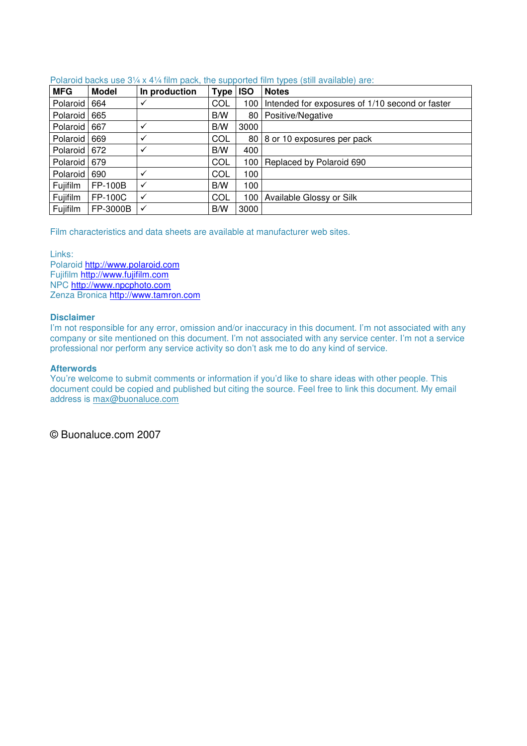Polaroid backs use 3¼ x 4¼ film pack, the supported film types (still available) are:

| MFG | Model | In production | Type | ISO | Notes |
|---|---|---|---|---|---|
| Polaroid | 664 | ✓ | COL | 100 | Intended for exposures of 1/10 second or faster |
| Polaroid | 665 | | B/W | 80 | Positive/Negative |
| Polaroid | 667 | ✓ | B/W | 3000 | |
| Polaroid | 669 | ✓ | COL | 80 | 8 or 10 exposures per pack |
| Polaroid | 672 | ✓ | B/W | 400 | |
| Polaroid | 679 | | COL | 100 | Replaced by Polaroid 690 |
| Polaroid | 690 | ✓ | COL | 100 | |
| Fujifilm | FP-100B | ✓ | B/W | 100 | |
| Fujifilm | FP-100C | ✓ | COL | 100 | Available Glossy or Silk |
| Fujifilm | FP-3000B | ✓ | B/W | 3000 | |

Film characteristics and data sheets are available at manufacturer web sites.

Links:
Polaroid http://www.polaroid.com
Fujifilm http://www.fujifilm.com
NPC http://www.npcphoto.com
Zenza Bronica http://www.tamron.com

**Disclaimer**

I'm not responsible for any error, omission and/or inaccuracy in this document. I'm not associated with any company or site mentioned on this document. I'm not associated with any service center. I'm not a service professional nor perform any service activity so don't ask me to do any kind of service.

**Afterwords**

You're welcome to submit comments or information if you'd like to share ideas with other people. This document could be copied and published but citing the source. Feel free to link this document. My email address is max@buonaluce.com

© Buonaluce.com 2007